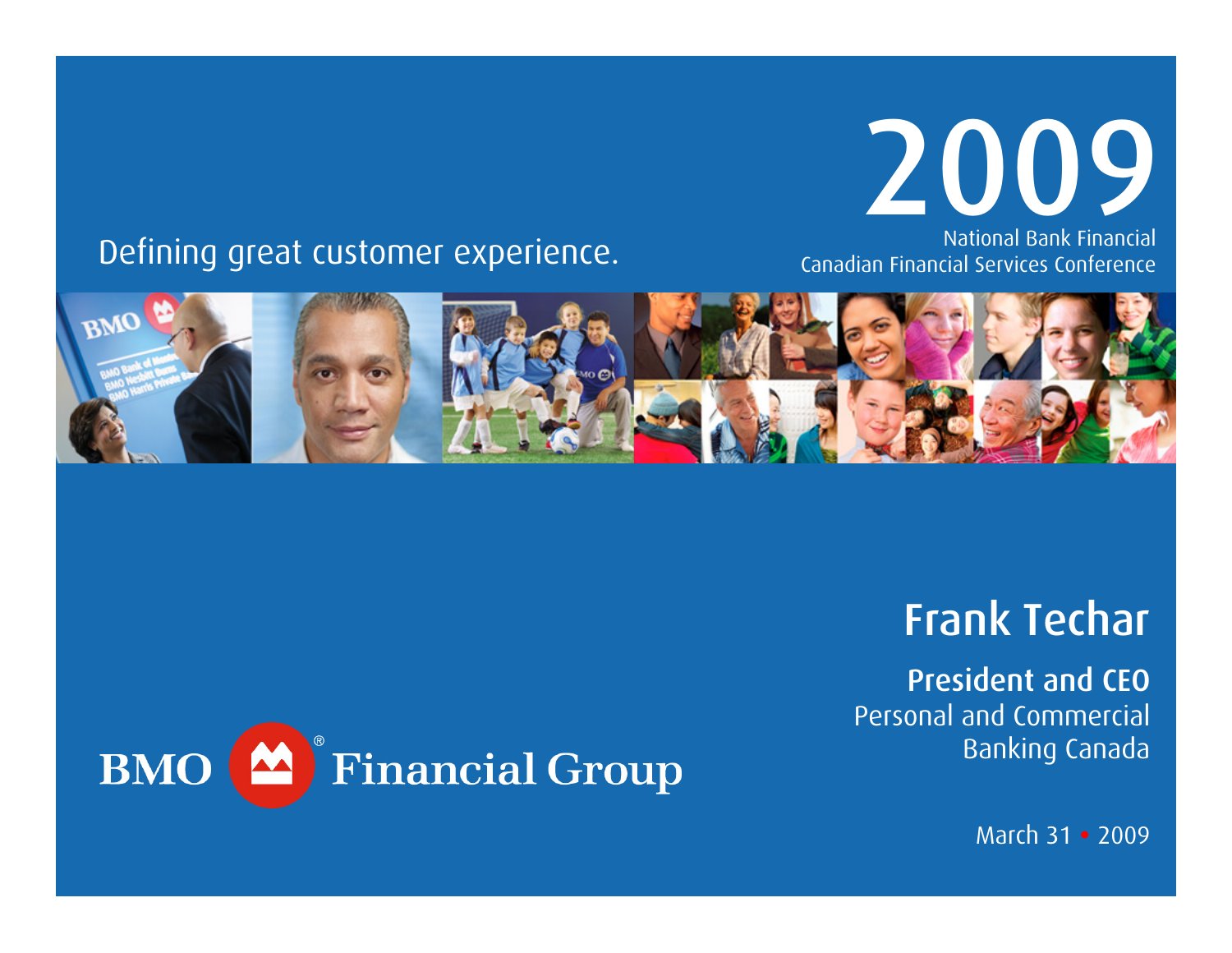# 2009

National Bank Financial
Canadian Financial Services Conference

Defining great customer experience.

BMO Financial Group

## Frank Techar

**President and CEO**
Personal and Commercial Banking Canada

March 31 • 2009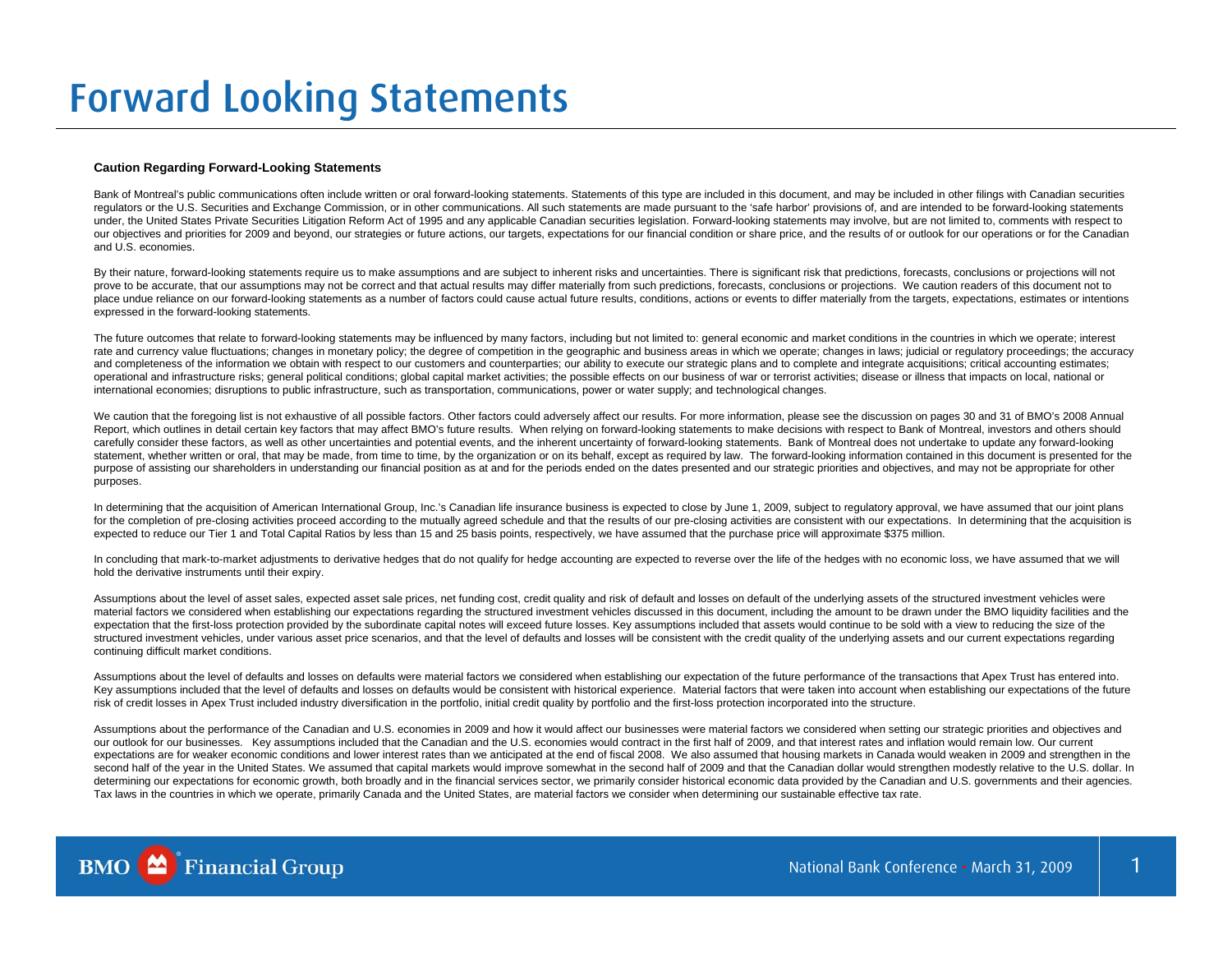# Forward Looking Statements

**Caution Regarding Forward-Looking Statements**

Bank of Montreal's public communications often include written or oral forward-looking statements. Statements of this type are included in this document, and may be included in other filings with Canadian securities regulators or the U.S. Securities and Exchange Commission, or in other communications. All such statements are made pursuant to the 'safe harbor' provisions of, and are intended to be forward-looking statements under, the United States Private Securities Litigation Reform Act of 1995 and any applicable Canadian securities legislation. Forward-looking statements may involve, but are not limited to, comments with respect to our objectives and priorities for 2009 and beyond, our strategies or future actions, our targets, expectations for our financial condition or share price, and the results of or outlook for our operations or for the Canadian and U.S. economies.

By their nature, forward-looking statements require us to make assumptions and are subject to inherent risks and uncertainties. There is significant risk that predictions, forecasts, conclusions or projections will not prove to be accurate, that our assumptions may not be correct and that actual results may differ materially from such predictions, forecasts, conclusions or projections. We caution readers of this document not to place undue reliance on our forward-looking statements as a number of factors could cause actual future results, conditions, actions or events to differ materially from the targets, expectations, estimates or intentions expressed in the forward-looking statements.

The future outcomes that relate to forward-looking statements may be influenced by many factors, including but not limited to: general economic and market conditions in the countries in which we operate; interest rate and currency value fluctuations; changes in monetary policy; the degree of competition in the geographic and business areas in which we operate; changes in laws; judicial or regulatory proceedings; the accuracy and completeness of the information we obtain with respect to our customers and counterparties; our ability to execute our strategic plans and to complete and integrate acquisitions; critical accounting estimates; operational and infrastructure risks; general political conditions; global capital market activities; the possible effects on our business of war or terrorist activities; disease or illness that impacts on local, national or international economies; disruptions to public infrastructure, such as transportation, communications, power or water supply; and technological changes.

We caution that the foregoing list is not exhaustive of all possible factors. Other factors could adversely affect our results. For more information, please see the discussion on pages 30 and 31 of BMO's 2008 Annual Report, which outlines in detail certain key factors that may affect BMO's future results. When relying on forward-looking statements to make decisions with respect to Bank of Montreal, investors and others should carefully consider these factors, as well as other uncertainties and potential events, and the inherent uncertainty of forward-looking statements. Bank of Montreal does not undertake to update any forward-looking statement, whether written or oral, that may be made, from time to time, by the organization or on its behalf, except as required by law. The forward-looking information contained in this document is presented for the purpose of assisting our shareholders in understanding our financial position as at and for the periods ended on the dates presented and our strategic priorities and objectives, and may not be appropriate for other purposes.

In determining that the acquisition of American International Group, Inc.'s Canadian life insurance business is expected to close by June 1, 2009, subject to regulatory approval, we have assumed that our joint plans for the completion of pre-closing activities proceed according to the mutually agreed schedule and that the results of our pre-closing activities are consistent with our expectations. In determining that the acquisition is expected to reduce our Tier 1 and Total Capital Ratios by less than 15 and 25 basis points, respectively, we have assumed that the purchase price will approximate $375 million.

In concluding that mark-to-market adjustments to derivative hedges that do not qualify for hedge accounting are expected to reverse over the life of the hedges with no economic loss, we have assumed that we will hold the derivative instruments until their expiry.

Assumptions about the level of asset sales, expected asset sale prices, net funding cost, credit quality and risk of default and losses on default of the underlying assets of the structured investment vehicles were material factors we considered when establishing our expectations regarding the structured investment vehicles discussed in this document, including the amount to be drawn under the BMO liquidity facilities and the expectation that the first-loss protection provided by the subordinate capital notes will exceed future losses. Key assumptions included that assets would continue to be sold with a view to reducing the size of the structured investment vehicles, under various asset price scenarios, and that the level of defaults and losses will be consistent with the credit quality of the underlying assets and our current expectations regarding continuing difficult market conditions.

Assumptions about the level of defaults and losses on defaults were material factors we considered when establishing our expectation of the future performance of the transactions that Apex Trust has entered into. Key assumptions included that the level of defaults and losses on defaults would be consistent with historical experience. Material factors that were taken into account when establishing our expectations of the future risk of credit losses in Apex Trust included industry diversification in the portfolio, initial credit quality by portfolio and the first-loss protection incorporated into the structure.

Assumptions about the performance of the Canadian and U.S. economies in 2009 and how it would affect our businesses were material factors we considered when setting our strategic priorities and objectives and our outlook for our businesses. Key assumptions included that the Canadian and the U.S. economies would contract in the first half of 2009, and that interest rates and inflation would remain low. Our current expectations are for weaker economic conditions and lower interest rates than we anticipated at the end of fiscal 2008. We also assumed that housing markets in Canada would weaken in 2009 and strengthen in the second half of the year in the United States. We assumed that capital markets would improve somewhat in the second half of 2009 and that the Canadian dollar would strengthen modestly relative to the U.S. dollar. In determining our expectations for economic growth, both broadly and in the financial services sector, we primarily consider historical economic data provided by the Canadian and U.S. governments and their agencies. Tax laws in the countries in which we operate, primarily Canada and the United States, are material factors we consider when determining our sustainable effective tax rate.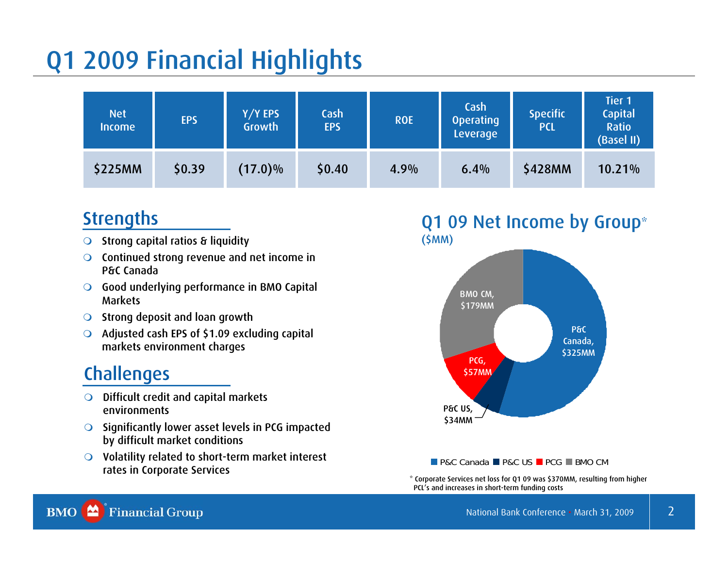# Q1 2009 Financial Highlights

| Net Income | EPS | Y/Y EPS Growth | Cash EPS | ROE | Cash Operating Leverage | Specific PCL | Tier 1 Capital Ratio (Basel II) |
|---|---|---|---|---|---|---|---|
| $225MM | $0.39 | (17.0)% | $0.40 | 4.9% | 6.4% | $428MM | 10.21% |

## Strengths

- Strong capital ratios & liquidity
- Continued strong revenue and net income in P&C Canada
- Good underlying performance in BMO Capital Markets
- Strong deposit and loan growth
- Adjusted cash EPS of $1.09 excluding capital markets environment charges

## Challenges

- Difficult credit and capital markets environments
- Significantly lower asset levels in PCG impacted by difficult market conditions
- Volatility related to short-term market interest rates in Corporate Services

## Q1 09 Net Income by Group*

($MM)

| Group | Net Income ($MM) |
|---|---|
| P&C Canada | $325MM |
| P&C US | $34MM |
| PCG | $57MM |
| BMO CM | $179MM |

\* Corporate Services net loss for Q1 09 was $370MM, resulting from higher PCL's and increases in short-term funding costs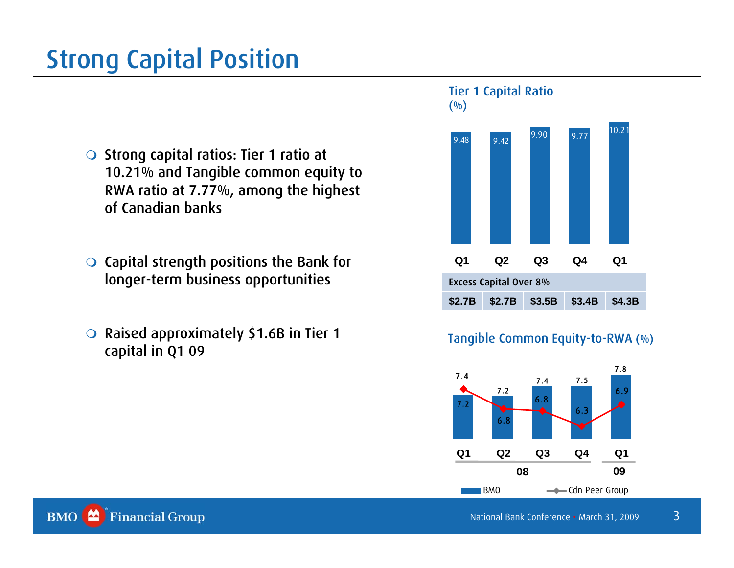# Strong Capital Position

- Strong capital ratios: Tier 1 ratio at 10.21% and Tangible common equity to RWA ratio at 7.77%, among the highest of Canadian banks
- Capital strength positions the Bank for longer-term business opportunities
- Raised approximately $1.6B in Tier 1 capital in Q1 09

**Tier 1 Capital Ratio (%)**

| | Q1 | Q2 | Q3 | Q4 | Q1 |
|---|---|---|---|---|---|
| Tier 1 Capital Ratio (%) | 9.48 | 9.42 | 9.90 | 9.77 | 10.21 |
| Excess Capital Over 8% | $2.7B | $2.7B | $3.5B | $3.4B | $4.3B |

**Tangible Common Equity-to-RWA (%)**

| | Q1 08 | Q2 08 | Q3 08 | Q4 08 | Q1 09 |
|---|---|---|---|---|---|
| BMO | 7.2 | 7.2 | 7.4 | 7.5 | 7.8 |
| Cdn Peer Group | 7.4 | 6.8 | 6.8 | 6.3 | 6.9 |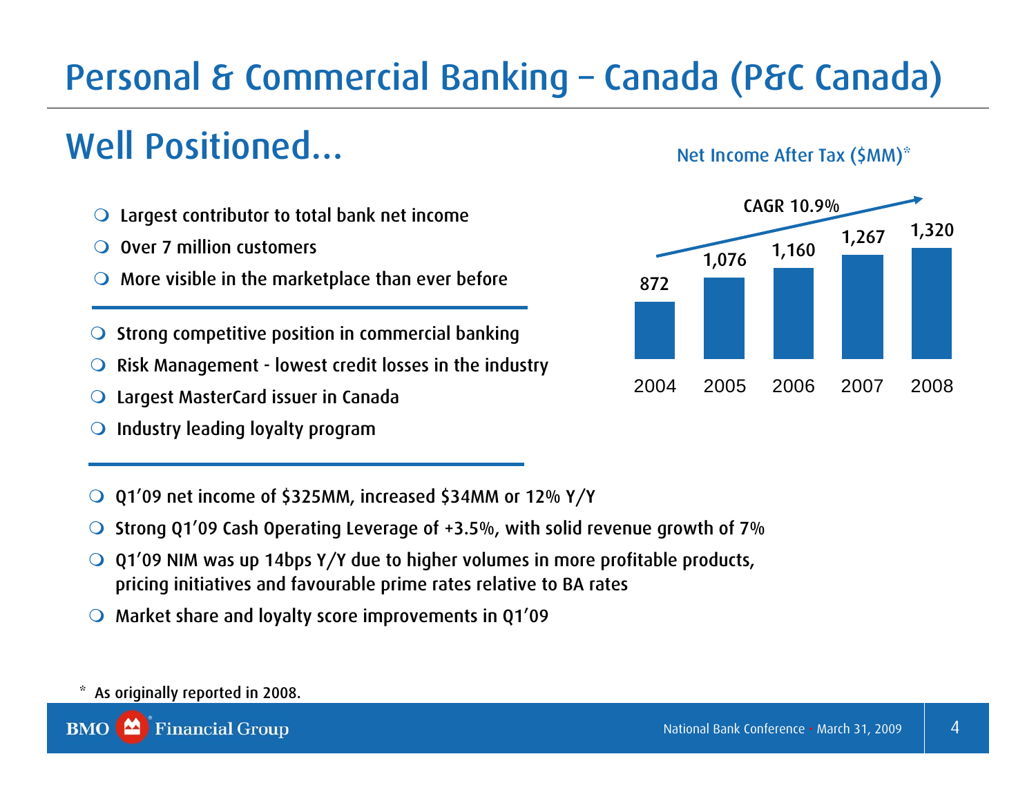# Personal & Commercial Banking – Canada (P&C Canada)

## Well Positioned...

- Largest contributor to total bank net income
- Over 7 million customers
- More visible in the marketplace than ever before

---

- Strong competitive position in commercial banking
- Risk Management - lowest credit losses in the industry
- Largest MasterCard issuer in Canada
- Industry leading loyalty program

**Net Income After Tax ($MM)***

CAGR 10.9%

| 2004 | 2005 | 2006 | 2007 | 2008 |
|---|---|---|---|---|
| 872 | 1,076 | 1,160 | 1,267 | 1,320 |

---

- Q1'09 net income of $325MM, increased $34MM or 12% Y/Y
- Strong Q1'09 Cash Operating Leverage of +3.5%, with solid revenue growth of 7%
- Q1'09 NIM was up 14bps Y/Y due to higher volumes in more profitable products, pricing initiatives and favourable prime rates relative to BA rates
- Market share and loyalty score improvements in Q1'09

\* As originally reported in 2008.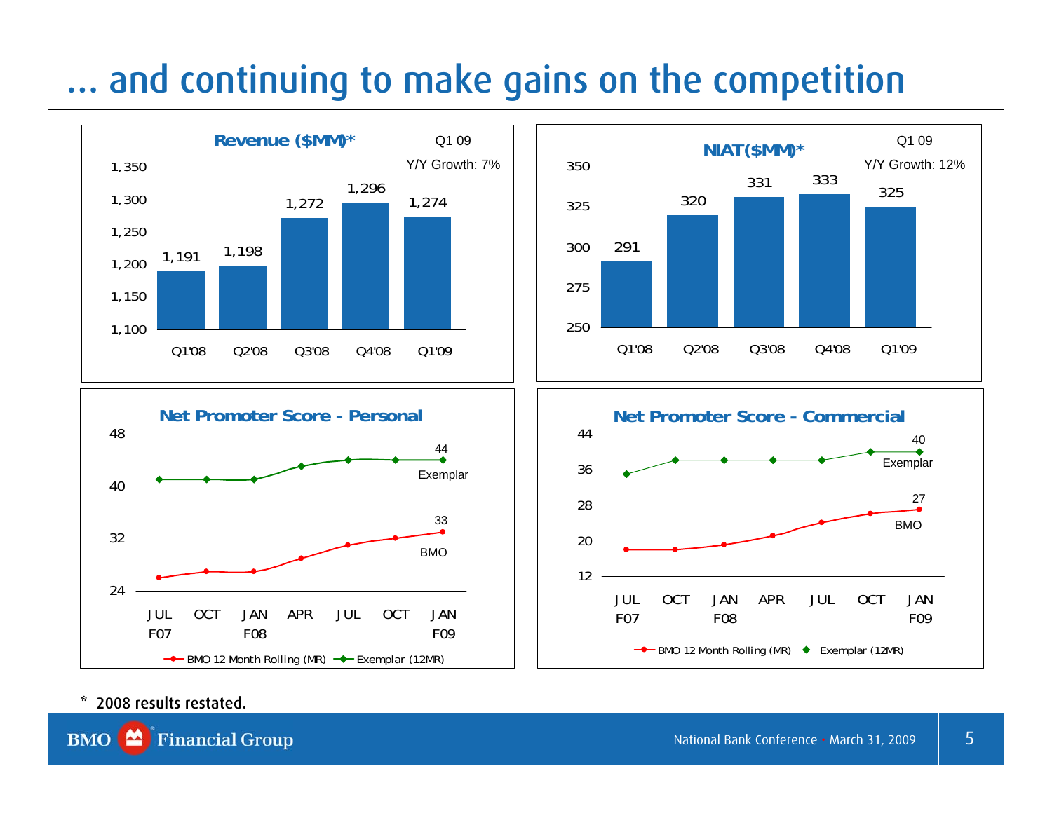# ... and continuing to make gains on the competition

**Revenue ($MM)***

Q1 09
Y/Y Growth: 7%

| Q1'08 | Q2'08 | Q3'08 | Q4'08 | Q1'09 |
|---|---|---|---|---|
| 1,191 | 1,198 | 1,272 | 1,296 | 1,274 |

**NIAT($MM)***

Q1 09
Y/Y Growth: 12%

| Q1'08 | Q2'08 | Q3'08 | Q4'08 | Q1'09 |
|---|---|---|---|---|
| 291 | 320 | 331 | 333 | 325 |

**Net Promoter Score - Personal**

JUL F07 – JAN F09: Exemplar 44; BMO 33

BMO 12 Month Rolling (MR) — Exemplar (12MR)

**Net Promoter Score - Commercial**

JUL F07 – JAN F09: Exemplar 40; BMO 27

BMO 12 Month Rolling (MR) — Exemplar (12MR)

\* 2008 results restated.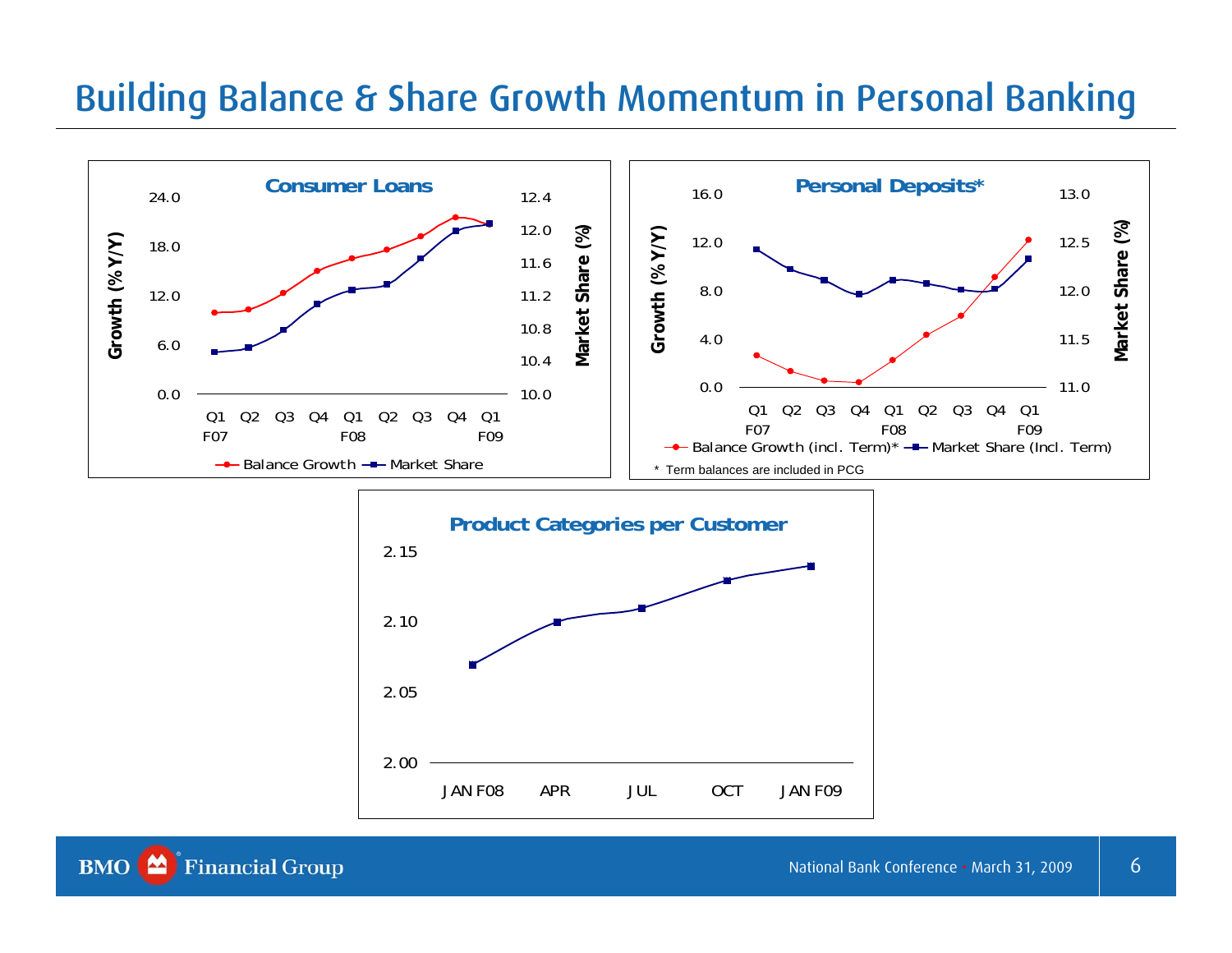# Building Balance & Share Growth Momentum in Personal Banking

## Consumer Loans

Growth (% Y/Y) / Market Share (%)

Q1 F07, Q2, Q3, Q4, Q1 F08, Q2, Q3, Q4, Q1 F09

Balance Growth — Market Share

## Personal Deposits*

Growth (% Y/Y) / Market Share (%)

Q1 F07, Q2, Q3, Q4, Q1 F08, Q2, Q3, Q4, Q1 F09

Balance Growth (incl. Term)* — Market Share (Incl. Term)

* Term balances are included in PCG

## Product Categories per Customer

JAN F08, APR, JUL, OCT, JAN F09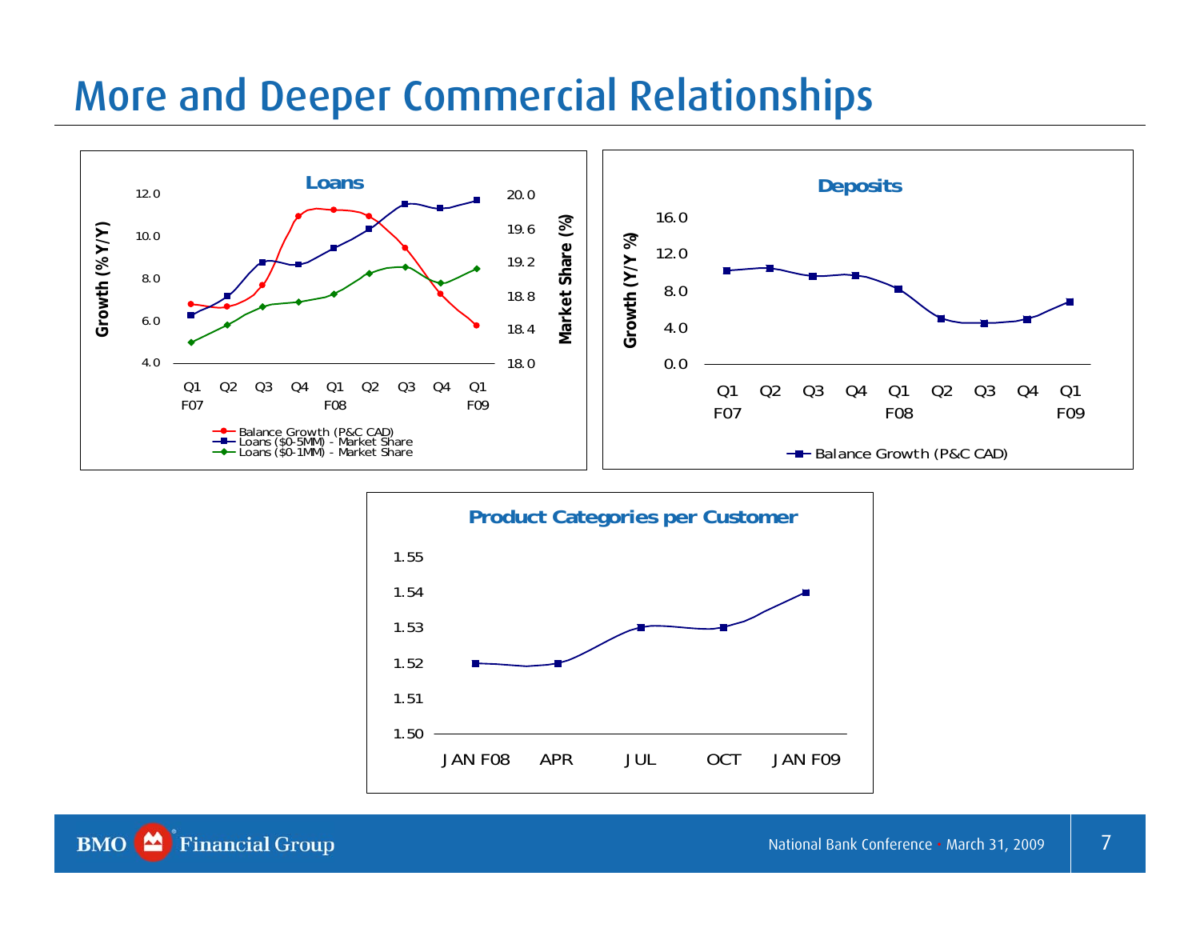# More and Deeper Commercial Relationships

**Loans**

Growth (% Y/Y) | Market Share (%)

Q1 F07, Q2, Q3, Q4, Q1 F08, Q2, Q3, Q4, Q1 F09

- Balance Growth (P&C CAD)
- Loans ($0-5MM) - Market Share
- Loans ($0-1MM) - Market Share

**Deposits**

Growth (Y/Y %)

Q1 F07, Q2, Q3, Q4, Q1 F08, Q2, Q3, Q4, Q1 F09

- Balance Growth (P&C CAD)

**Product Categories per Customer**

| JAN F08 | APR | JUL | OCT | JAN F09 |
|---|---|---|---|---|
| 1.52 | 1.52 | 1.53 | 1.53 | 1.54 |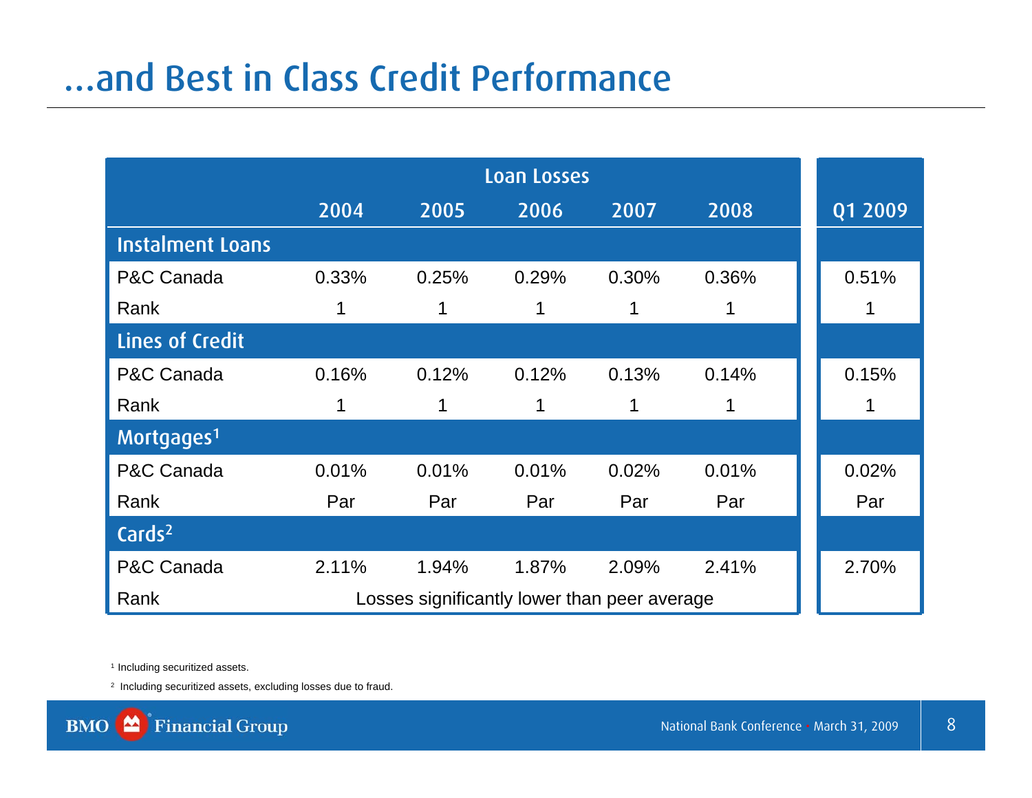# ...and Best in Class Credit Performance

| | Loan Losses | | | | | |
|---|---|---|---|---|---|---|
| | 2004 | 2005 | 2006 | 2007 | 2008 | Q1 2009 |
| **Instalment Loans** | | | | | | |
| P&C Canada | 0.33% | 0.25% | 0.29% | 0.30% | 0.36% | 0.51% |
| Rank | 1 | 1 | 1 | 1 | 1 | 1 |
| **Lines of Credit** | | | | | | |
| P&C Canada | 0.16% | 0.12% | 0.12% | 0.13% | 0.14% | 0.15% |
| Rank | 1 | 1 | 1 | 1 | 1 | 1 |
| **Mortgages**[1] | | | | | | |
| P&C Canada | 0.01% | 0.01% | 0.01% | 0.02% | 0.01% | 0.02% |
| Rank | Par | Par | Par | Par | Par | Par |
| **Cards**[2] | | | | | | |
| P&C Canada | 2.11% | 1.94% | 1.87% | 2.09% | 2.41% | 2.70% |
| Rank | Losses significantly lower than peer average | | | | | |

[1] Including securitized assets.

[2] Including securitized assets, excluding losses due to fraud.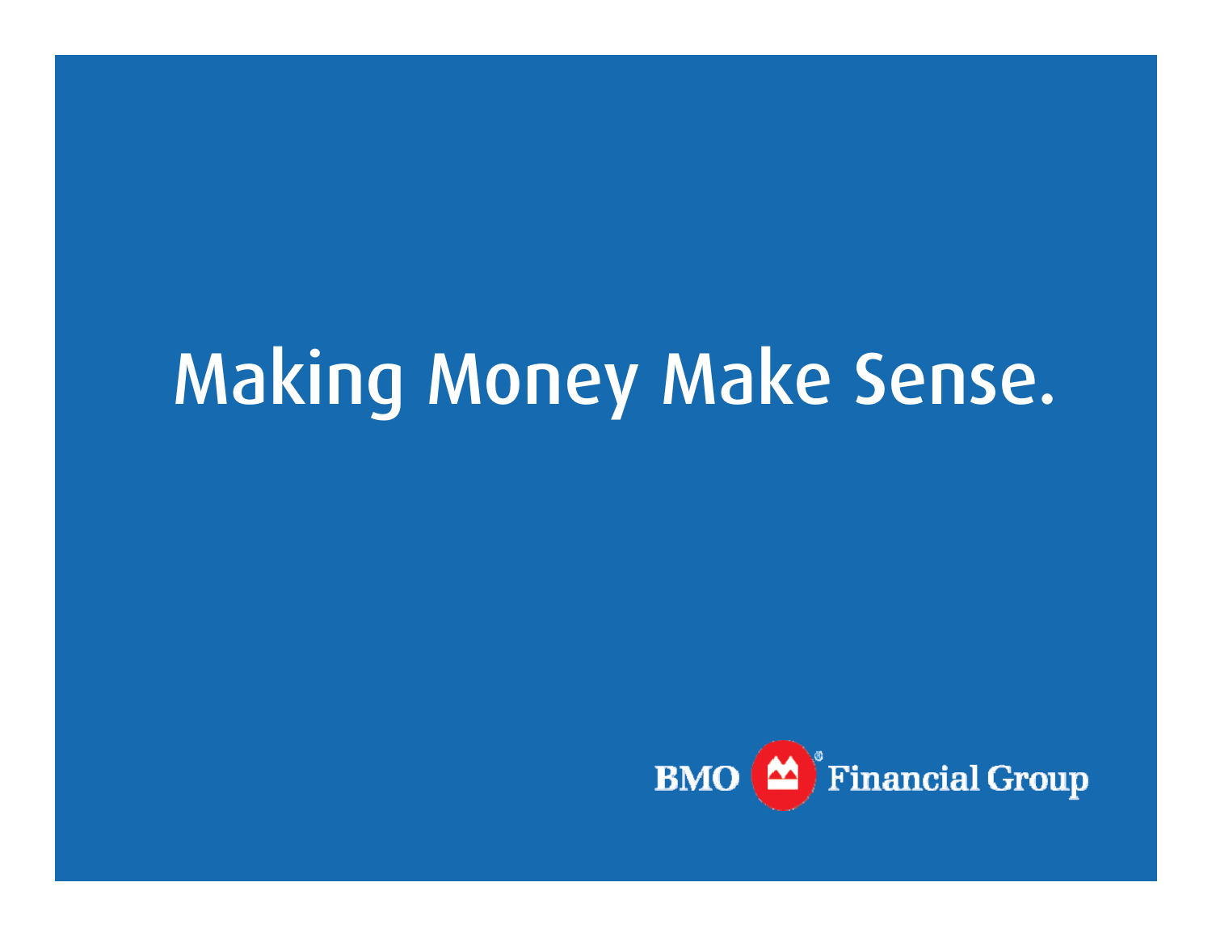# Making Money Make Sense.

BMO Financial Group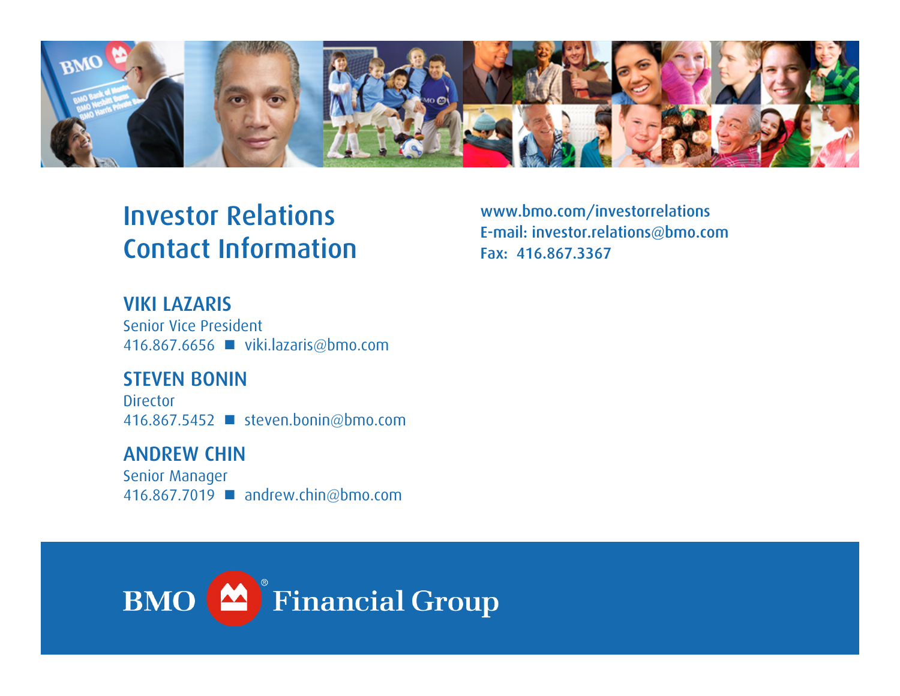# Investor Relations Contact Information

www.bmo.com/investorrelations
E-mail: investor.relations@bmo.com
Fax: 416.867.3367

**VIKI LAZARIS**
Senior Vice President
416.867.6656 ■ viki.lazaris@bmo.com

**STEVEN BONIN**
Director
416.867.5452 ■ steven.bonin@bmo.com

**ANDREW CHIN**
Senior Manager
416.867.7019 ■ andrew.chin@bmo.com

BMO Financial Group